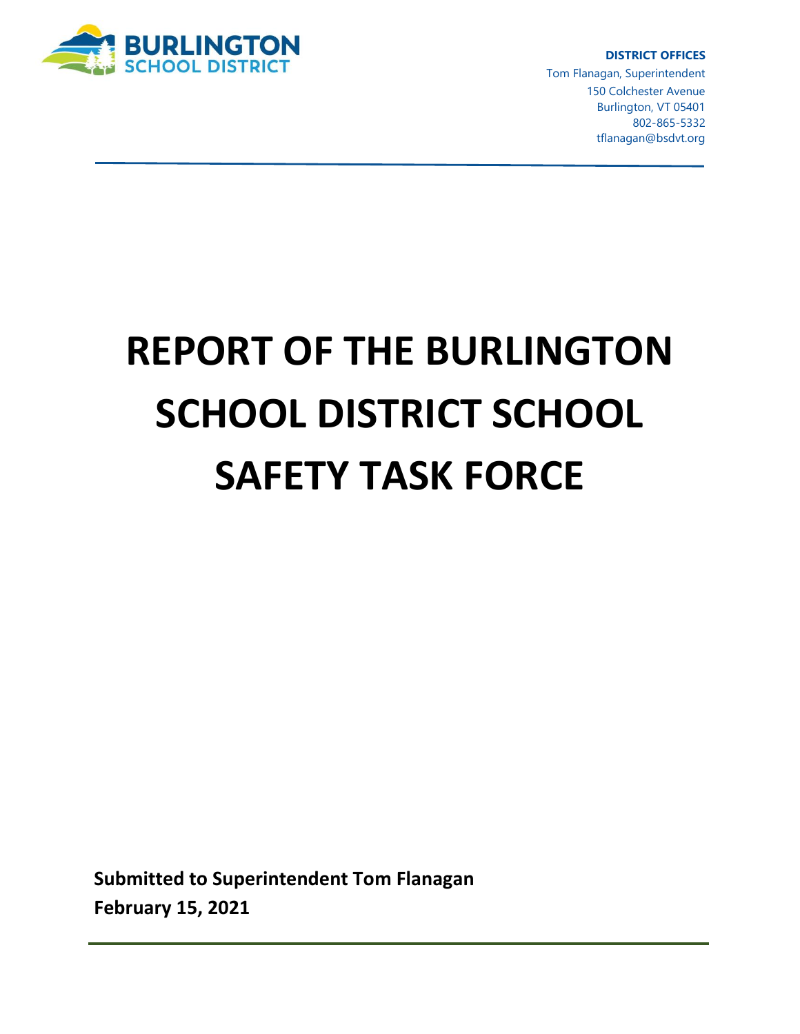BURLINGTON
SCHOOL DISTRICT

**DISTRICT OFFICES**
Tom Flanagan, Superintendent
150 Colchester Avenue
Burlington, VT 05401
802-865-5332
tflanagan@bsdvt.org

# REPORT OF THE BURLINGTON SCHOOL DISTRICT SCHOOL SAFETY TASK FORCE

**Submitted to Superintendent Tom Flanagan**
**February 15, 2021**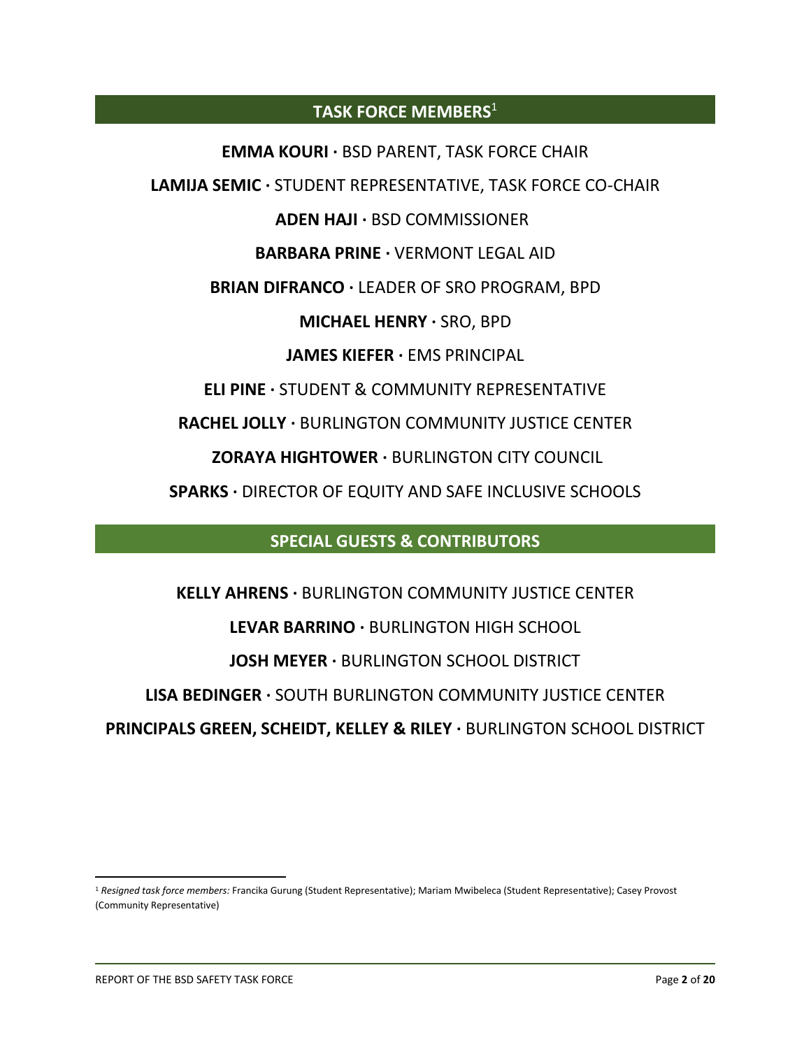## TASK FORCE MEMBERS[1]

**EMMA KOURI ·** BSD PARENT, TASK FORCE CHAIR

**LAMIJA SEMIC ·** STUDENT REPRESENTATIVE, TASK FORCE CO-CHAIR

**ADEN HAJI ·** BSD COMMISSIONER

**BARBARA PRINE ·** VERMONT LEGAL AID

**BRIAN DIFRANCO ·** LEADER OF SRO PROGRAM, BPD

**MICHAEL HENRY ·** SRO, BPD

**JAMES KIEFER ·** EMS PRINCIPAL

**ELI PINE ·** STUDENT & COMMUNITY REPRESENTATIVE

**RACHEL JOLLY ·** BURLINGTON COMMUNITY JUSTICE CENTER

**ZORAYA HIGHTOWER ·** BURLINGTON CITY COUNCIL

**SPARKS ·** DIRECTOR OF EQUITY AND SAFE INCLUSIVE SCHOOLS

## SPECIAL GUESTS & CONTRIBUTORS

**KELLY AHRENS ·** BURLINGTON COMMUNITY JUSTICE CENTER

**LEVAR BARRINO ·** BURLINGTON HIGH SCHOOL

**JOSH MEYER ·** BURLINGTON SCHOOL DISTRICT

**LISA BEDINGER ·** SOUTH BURLINGTON COMMUNITY JUSTICE CENTER

**PRINCIPALS GREEN, SCHEIDT, KELLEY & RILEY ·** BURLINGTON SCHOOL DISTRICT

---

[1] *Resigned task force members:* Francika Gurung (Student Representative); Mariam Mwibeleca (Student Representative); Casey Provost (Community Representative)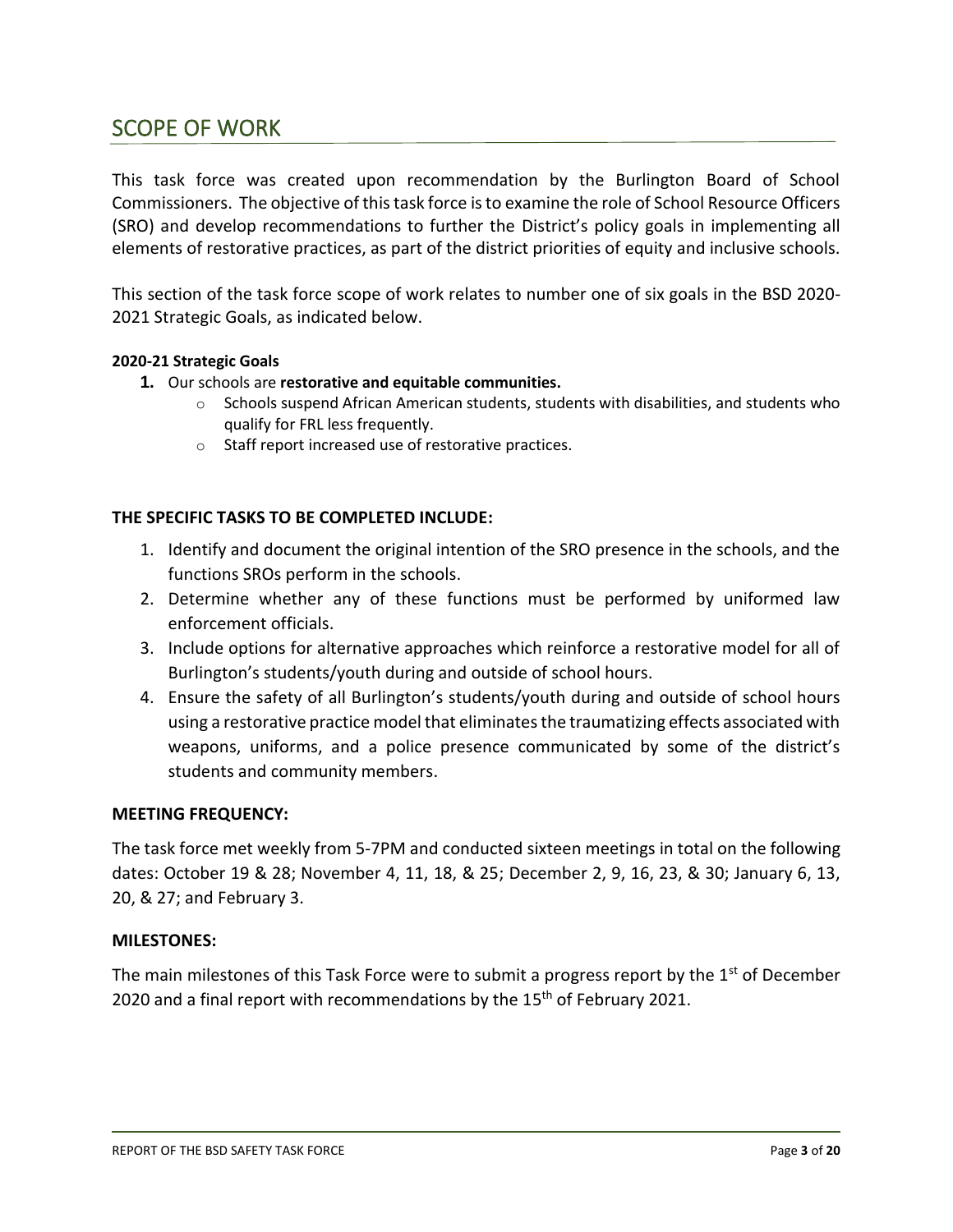## SCOPE OF WORK

This task force was created upon recommendation by the Burlington Board of School Commissioners. The objective of this task force is to examine the role of School Resource Officers (SRO) and develop recommendations to further the District's policy goals in implementing all elements of restorative practices, as part of the district priorities of equity and inclusive schools.

This section of the task force scope of work relates to number one of six goals in the BSD 2020-2021 Strategic Goals, as indicated below.

**2020-21 Strategic Goals**

1. Our schools are **restorative and equitable communities.**
   - Schools suspend African American students, students with disabilities, and students who qualify for FRL less frequently.
   - Staff report increased use of restorative practices.

### THE SPECIFIC TASKS TO BE COMPLETED INCLUDE:

1. Identify and document the original intention of the SRO presence in the schools, and the functions SROs perform in the schools.
2. Determine whether any of these functions must be performed by uniformed law enforcement officials.
3. Include options for alternative approaches which reinforce a restorative model for all of Burlington's students/youth during and outside of school hours.
4. Ensure the safety of all Burlington's students/youth during and outside of school hours using a restorative practice model that eliminates the traumatizing effects associated with weapons, uniforms, and a police presence communicated by some of the district's students and community members.

### MEETING FREQUENCY:

The task force met weekly from 5-7PM and conducted sixteen meetings in total on the following dates: October 19 & 28; November 4, 11, 18, & 25; December 2, 9, 16, 23, & 30; January 6, 13, 20, & 27; and February 3.

### MILESTONES:

The main milestones of this Task Force were to submit a progress report by the 1st of December 2020 and a final report with recommendations by the 15th of February 2021.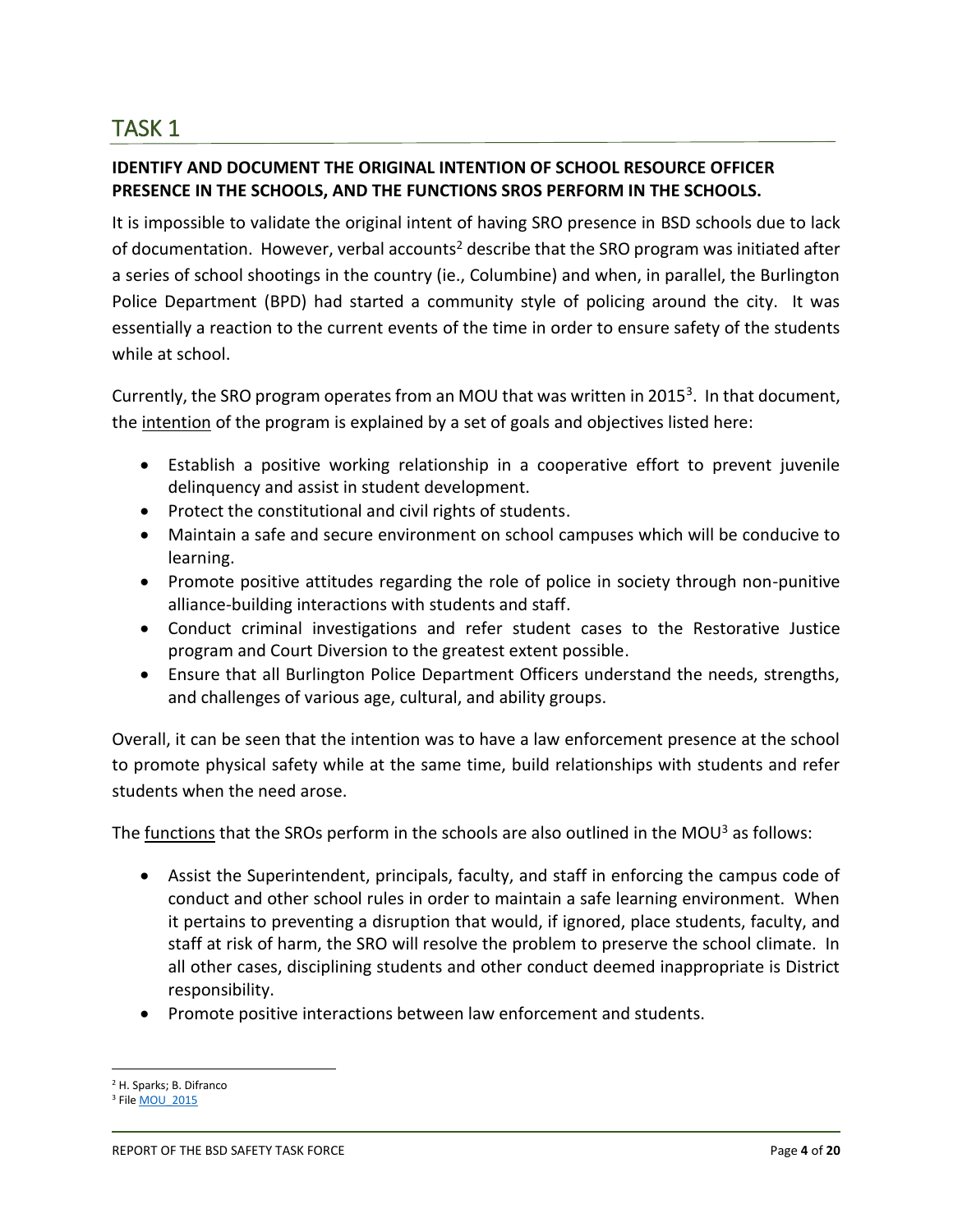# TASK 1

**IDENTIFY AND DOCUMENT THE ORIGINAL INTENTION OF SCHOOL RESOURCE OFFICER PRESENCE IN THE SCHOOLS, AND THE FUNCTIONS SROS PERFORM IN THE SCHOOLS.**

It is impossible to validate the original intent of having SRO presence in BSD schools due to lack of documentation. However, verbal accounts[2] describe that the SRO program was initiated after a series of school shootings in the country (ie., Columbine) and when, in parallel, the Burlington Police Department (BPD) had started a community style of policing around the city. It was essentially a reaction to the current events of the time in order to ensure safety of the students while at school.

Currently, the SRO program operates from an MOU that was written in 2015[3]. In that document, the intention of the program is explained by a set of goals and objectives listed here:

- Establish a positive working relationship in a cooperative effort to prevent juvenile delinquency and assist in student development.
- Protect the constitutional and civil rights of students.
- Maintain a safe and secure environment on school campuses which will be conducive to learning.
- Promote positive attitudes regarding the role of police in society through non-punitive alliance-building interactions with students and staff.
- Conduct criminal investigations and refer student cases to the Restorative Justice program and Court Diversion to the greatest extent possible.
- Ensure that all Burlington Police Department Officers understand the needs, strengths, and challenges of various age, cultural, and ability groups.

Overall, it can be seen that the intention was to have a law enforcement presence at the school to promote physical safety while at the same time, build relationships with students and refer students when the need arose.

The functions that the SROs perform in the schools are also outlined in the MOU[3] as follows:

- Assist the Superintendent, principals, faculty, and staff in enforcing the campus code of conduct and other school rules in order to maintain a safe learning environment. When it pertains to preventing a disruption that would, if ignored, place students, faculty, and staff at risk of harm, the SRO will resolve the problem to preserve the school climate. In all other cases, disciplining students and other conduct deemed inappropriate is District responsibility.
- Promote positive interactions between law enforcement and students.

[2] H. Sparks; B. Difranco

[3] File MOU_2015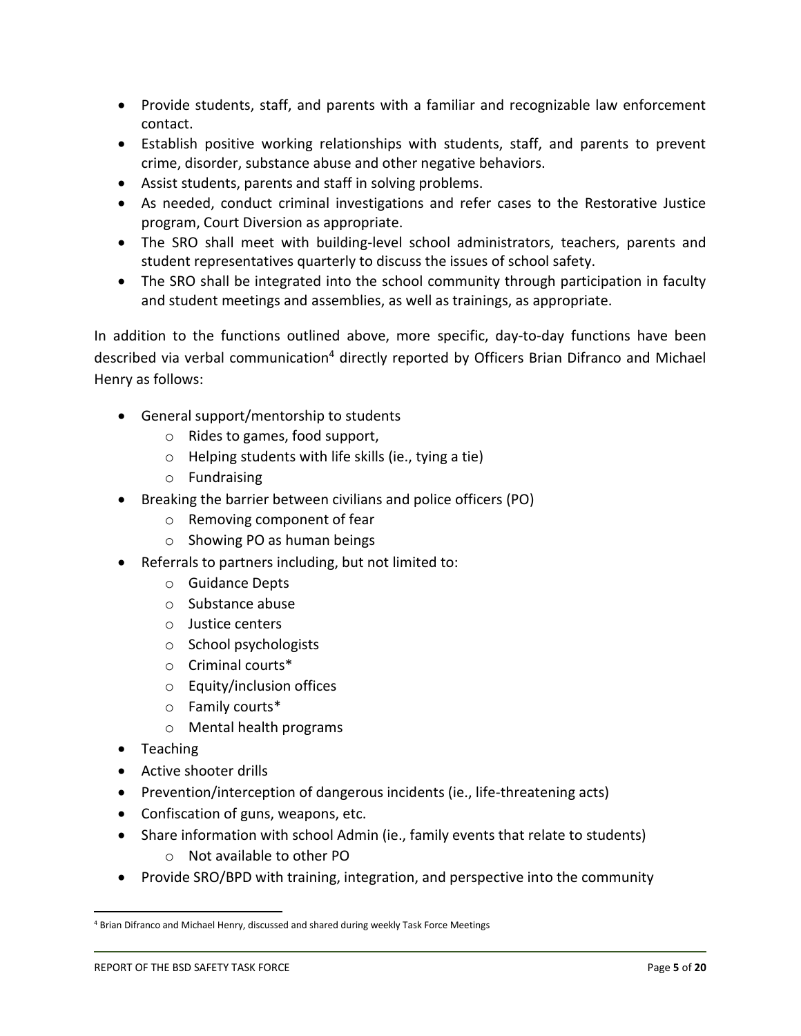- Provide students, staff, and parents with a familiar and recognizable law enforcement contact.
- Establish positive working relationships with students, staff, and parents to prevent crime, disorder, substance abuse and other negative behaviors.
- Assist students, parents and staff in solving problems.
- As needed, conduct criminal investigations and refer cases to the Restorative Justice program, Court Diversion as appropriate.
- The SRO shall meet with building-level school administrators, teachers, parents and student representatives quarterly to discuss the issues of school safety.
- The SRO shall be integrated into the school community through participation in faculty and student meetings and assemblies, as well as trainings, as appropriate.

In addition to the functions outlined above, more specific, day-to-day functions have been described via verbal communication[4] directly reported by Officers Brian Difranco and Michael Henry as follows:

- General support/mentorship to students
  - Rides to games, food support,
  - Helping students with life skills (ie., tying a tie)
  - Fundraising
- Breaking the barrier between civilians and police officers (PO)
  - Removing component of fear
  - Showing PO as human beings
- Referrals to partners including, but not limited to:
  - Guidance Depts
  - Substance abuse
  - Justice centers
  - School psychologists
  - Criminal courts*
  - Equity/inclusion offices
  - Family courts*
  - Mental health programs
- Teaching
- Active shooter drills
- Prevention/interception of dangerous incidents (ie., life-threatening acts)
- Confiscation of guns, weapons, etc.
- Share information with school Admin (ie., family events that relate to students)
  - Not available to other PO
- Provide SRO/BPD with training, integration, and perspective into the community

[4] Brian Difranco and Michael Henry, discussed and shared during weekly Task Force Meetings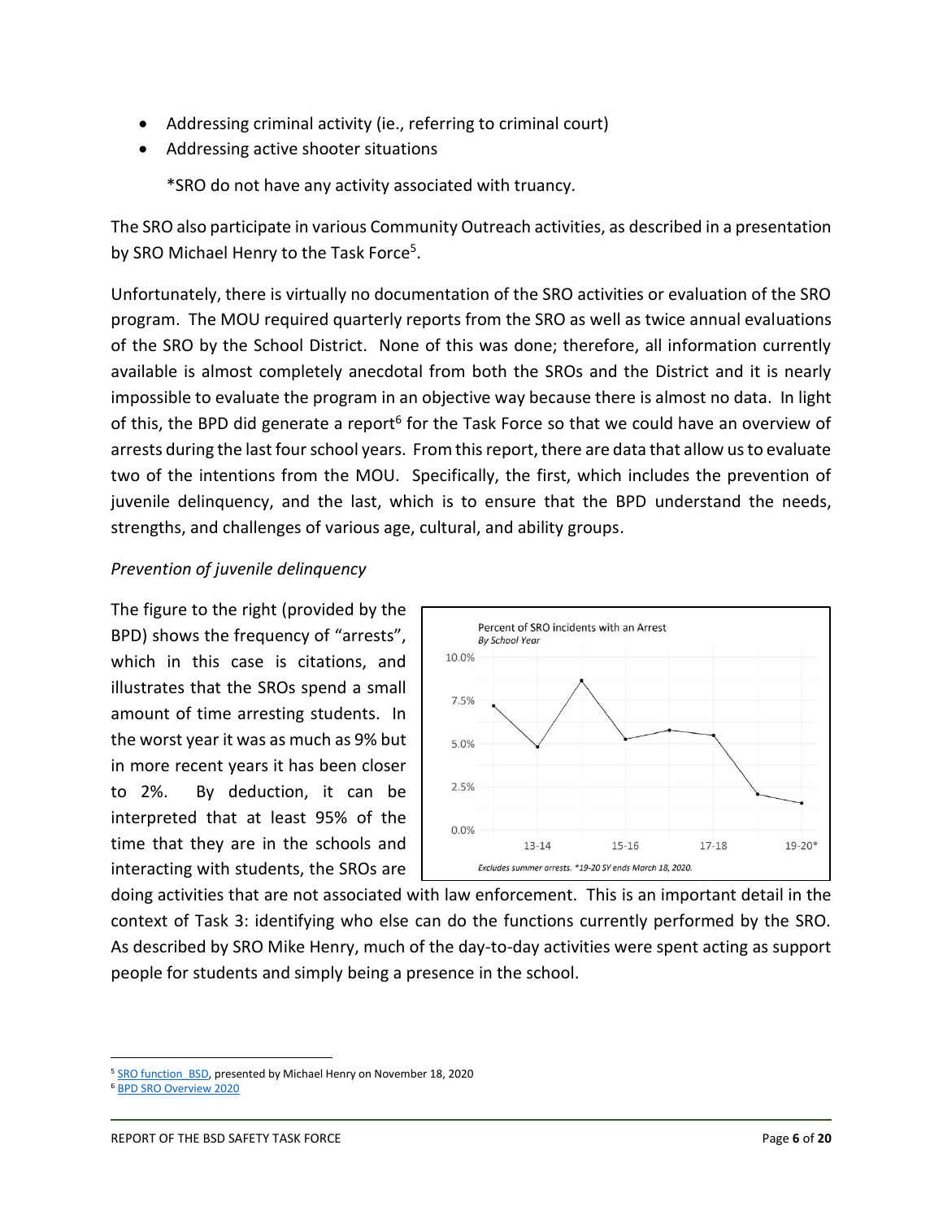- Addressing criminal activity (ie., referring to criminal court)
- Addressing active shooter situations

  *SRO do not have any activity associated with truancy.

The SRO also participate in various Community Outreach activities, as described in a presentation by SRO Michael Henry to the Task Force[5].

Unfortunately, there is virtually no documentation of the SRO activities or evaluation of the SRO program. The MOU required quarterly reports from the SRO as well as twice annual evaluations of the SRO by the School District. None of this was done; therefore, all information currently available is almost completely anecdotal from both the SROs and the District and it is nearly impossible to evaluate the program in an objective way because there is almost no data. In light of this, the BPD did generate a report[6] for the Task Force so that we could have an overview of arrests during the last four school years. From this report, there are data that allow us to evaluate two of the intentions from the MOU. Specifically, the first, which includes the prevention of juvenile delinquency, and the last, which is to ensure that the BPD understand the needs, strengths, and challenges of various age, cultural, and ability groups.

*Prevention of juvenile delinquency*

The figure to the right (provided by the BPD) shows the frequency of "arrests", which in this case is citations, and illustrates that the SROs spend a small amount of time arresting students. In the worst year it was as much as 9% but in more recent years it has been closer to 2%. By deduction, it can be interpreted that at least 95% of the time that they are in the schools and interacting with students, the SROs are doing activities that are not associated with law enforcement. This is an important detail in the context of Task 3: identifying who else can do the functions currently performed by the SRO. As described by SRO Mike Henry, much of the day-to-day activities were spent acting as support people for students and simply being a presence in the school.

---

[5] SRO function_BSD, presented by Michael Henry on November 18, 2020

[6] BPD SRO Overview 2020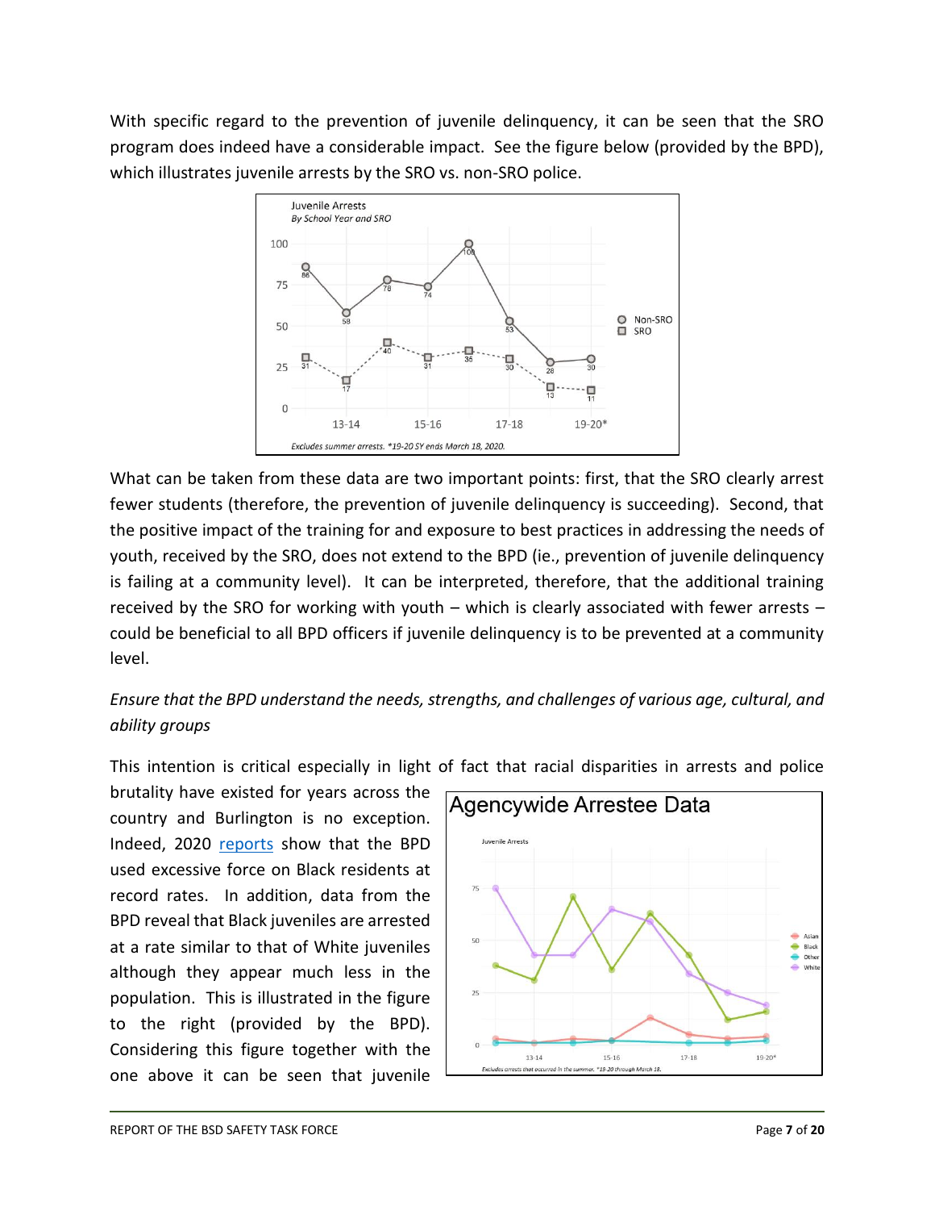With specific regard to the prevention of juvenile delinquency, it can be seen that the SRO program does indeed have a considerable impact. See the figure below (provided by the BPD), which illustrates juvenile arrests by the SRO vs. non-SRO police.

Juvenile Arrests
*By School Year and SRO*

*Excludes summer arrests. *19-20 SY ends March 18, 2020.*

What can be taken from these data are two important points: first, that the SRO clearly arrest fewer students (therefore, the prevention of juvenile delinquency is succeeding). Second, that the positive impact of the training for and exposure to best practices in addressing the needs of youth, received by the SRO, does not extend to the BPD (ie., prevention of juvenile delinquency is failing at a community level). It can be interpreted, therefore, that the additional training received by the SRO for working with youth – which is clearly associated with fewer arrests – could be beneficial to all BPD officers if juvenile delinquency is to be prevented at a community level.

*Ensure that the BPD understand the needs, strengths, and challenges of various age, cultural, and ability groups*

This intention is critical especially in light of fact that racial disparities in arrests and police brutality have existed for years across the country and Burlington is no exception. Indeed, 2020 [reports](reports) show that the BPD used excessive force on Black residents at record rates. In addition, data from the BPD reveal that Black juveniles are arrested at a rate similar to that of White juveniles although they appear much less in the population. This is illustrated in the figure to the right (provided by the BPD). Considering this figure together with the one above it can be seen that juvenile

Agencywide Arrestee Data

Juvenile Arrests

*Excludes arrests that occurred in the summer. *19-20 through March 18.*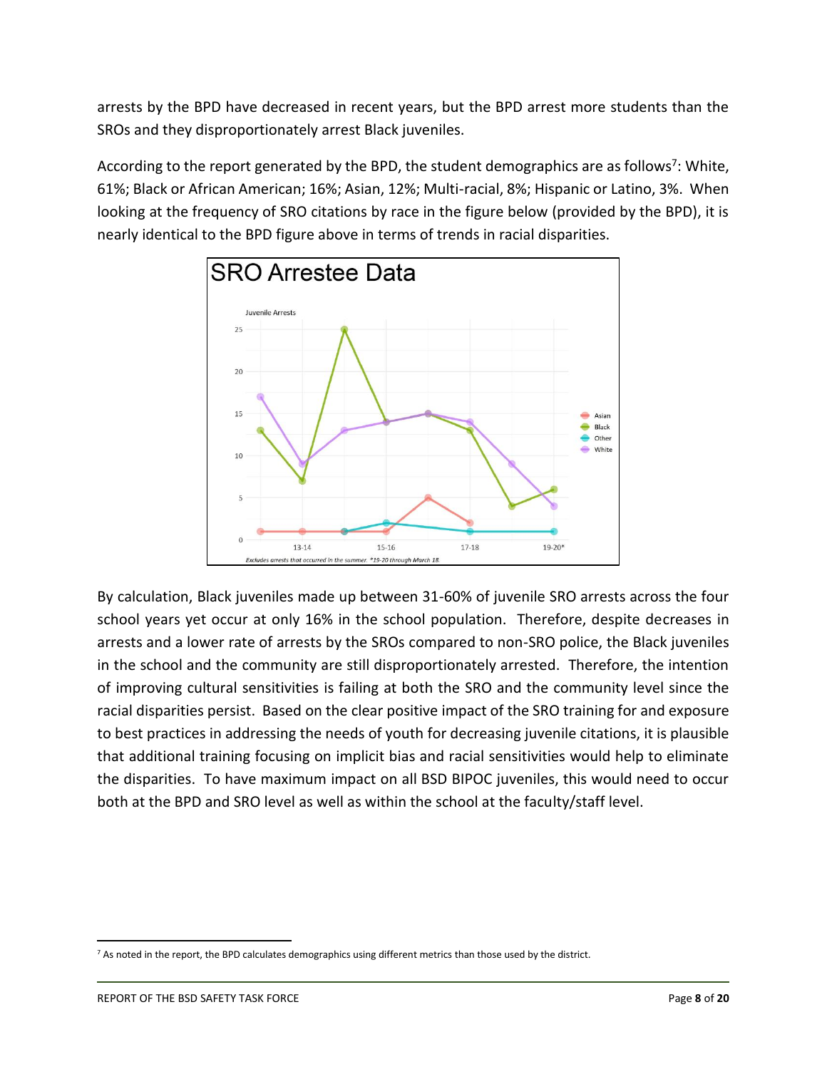arrests by the BPD have decreased in recent years, but the BPD arrest more students than the SROs and they disproportionately arrest Black juveniles.

According to the report generated by the BPD, the student demographics are as follows[7]: White, 61%; Black or African American; 16%; Asian, 12%; Multi-racial, 8%; Hispanic or Latino, 3%. When looking at the frequency of SRO citations by race in the figure below (provided by the BPD), it is nearly identical to the BPD figure above in terms of trends in racial disparities.

By calculation, Black juveniles made up between 31-60% of juvenile SRO arrests across the four school years yet occur at only 16% in the school population. Therefore, despite decreases in arrests and a lower rate of arrests by the SROs compared to non-SRO police, the Black juveniles in the school and the community are still disproportionately arrested. Therefore, the intention of improving cultural sensitivities is failing at both the SRO and the community level since the racial disparities persist. Based on the clear positive impact of the SRO training for and exposure to best practices in addressing the needs of youth for decreasing juvenile citations, it is plausible that additional training focusing on implicit bias and racial sensitivities would help to eliminate the disparities. To have maximum impact on all BSD BIPOC juveniles, this would need to occur both at the BPD and SRO level as well as within the school at the faculty/staff level.

[7] As noted in the report, the BPD calculates demographics using different metrics than those used by the district.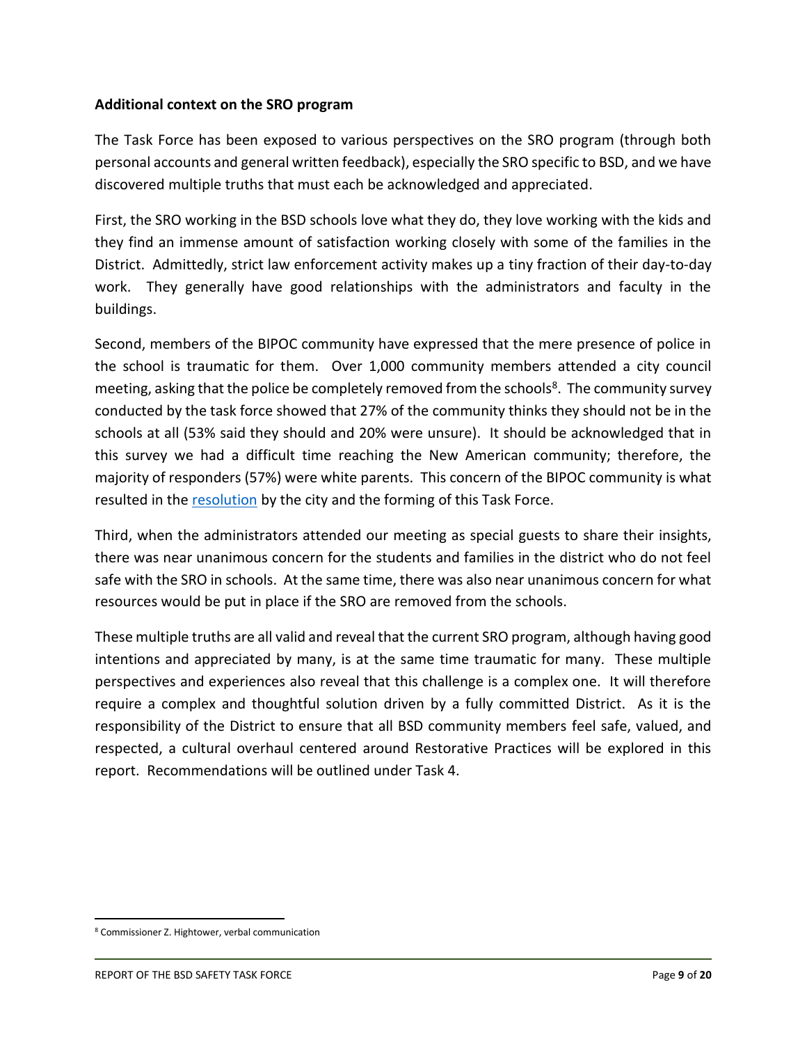**Additional context on the SRO program**

The Task Force has been exposed to various perspectives on the SRO program (through both personal accounts and general written feedback), especially the SRO specific to BSD, and we have discovered multiple truths that must each be acknowledged and appreciated.

First, the SRO working in the BSD schools love what they do, they love working with the kids and they find an immense amount of satisfaction working closely with some of the families in the District. Admittedly, strict law enforcement activity makes up a tiny fraction of their day-to-day work. They generally have good relationships with the administrators and faculty in the buildings.

Second, members of the BIPOC community have expressed that the mere presence of police in the school is traumatic for them. Over 1,000 community members attended a city council meeting, asking that the police be completely removed from the schools[8]. The community survey conducted by the task force showed that 27% of the community thinks they should not be in the schools at all (53% said they should and 20% were unsure). It should be acknowledged that in this survey we had a difficult time reaching the New American community; therefore, the majority of responders (57%) were white parents. This concern of the BIPOC community is what resulted in the resolution by the city and the forming of this Task Force.

Third, when the administrators attended our meeting as special guests to share their insights, there was near unanimous concern for the students and families in the district who do not feel safe with the SRO in schools. At the same time, there was also near unanimous concern for what resources would be put in place if the SRO are removed from the schools.

These multiple truths are all valid and reveal that the current SRO program, although having good intentions and appreciated by many, is at the same time traumatic for many. These multiple perspectives and experiences also reveal that this challenge is a complex one. It will therefore require a complex and thoughtful solution driven by a fully committed District. As it is the responsibility of the District to ensure that all BSD community members feel safe, valued, and respected, a cultural overhaul centered around Restorative Practices will be explored in this report. Recommendations will be outlined under Task 4.

---

[8] Commissioner Z. Hightower, verbal communication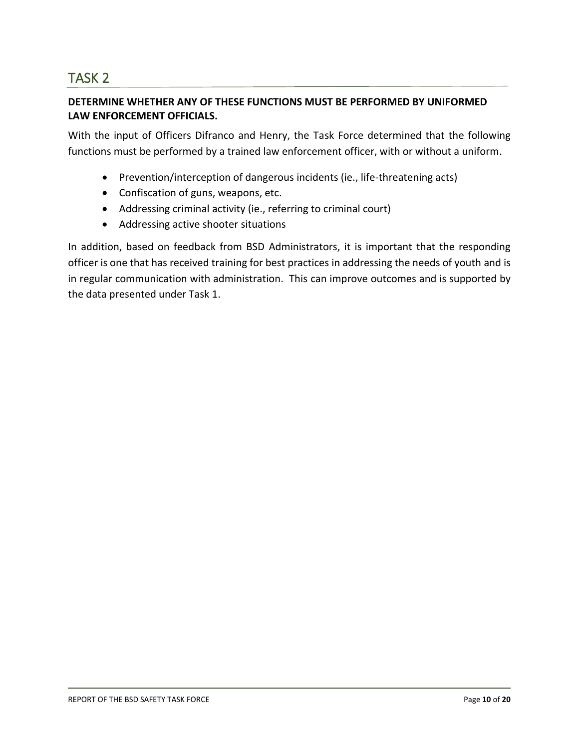# TASK 2

**DETERMINE WHETHER ANY OF THESE FUNCTIONS MUST BE PERFORMED BY UNIFORMED LAW ENFORCEMENT OFFICIALS.**

With the input of Officers Difranco and Henry, the Task Force determined that the following functions must be performed by a trained law enforcement officer, with or without a uniform.

- Prevention/interception of dangerous incidents (ie., life-threatening acts)
- Confiscation of guns, weapons, etc.
- Addressing criminal activity (ie., referring to criminal court)
- Addressing active shooter situations

In addition, based on feedback from BSD Administrators, it is important that the responding officer is one that has received training for best practices in addressing the needs of youth and is in regular communication with administration. This can improve outcomes and is supported by the data presented under Task 1.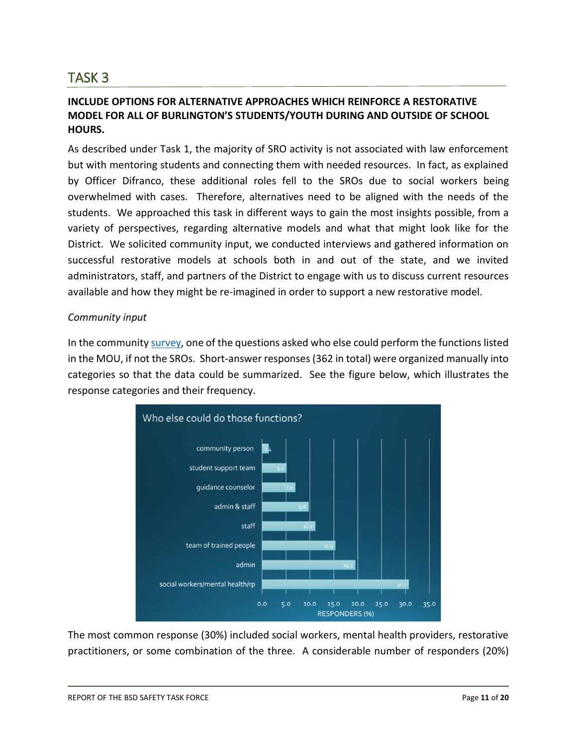## TASK 3

**INCLUDE OPTIONS FOR ALTERNATIVE APPROACHES WHICH REINFORCE A RESTORATIVE MODEL FOR ALL OF BURLINGTON'S STUDENTS/YOUTH DURING AND OUTSIDE OF SCHOOL HOURS.**

As described under Task 1, the majority of SRO activity is not associated with law enforcement but with mentoring students and connecting them with needed resources. In fact, as explained by Officer Difranco, these additional roles fell to the SROs due to social workers being overwhelmed with cases. Therefore, alternatives need to be aligned with the needs of the students. We approached this task in different ways to gain the most insights possible, from a variety of perspectives, regarding alternative models and what that might look like for the District. We solicited community input, we conducted interviews and gathered information on successful restorative models at schools both in and out of the state, and we invited administrators, staff, and partners of the District to engage with us to discuss current resources available and how they might be re-imagined in order to support a new restorative model.

*Community input*

In the community survey, one of the questions asked who else could perform the functions listed in the MOU, if not the SROs. Short-answer responses (362 in total) were organized manually into categories so that the data could be summarized. See the figure below, which illustrates the response categories and their frequency.

**Who else could do those functions?**

| Category | Responders (%) |
|---|---|
| community person | 1.4 |
| student support team | 5.1 |
| guidance counselor | 7.0 |
| admin & staff | 9.8 |
| staff | 11.2 |
| team of trained people | 15.3 |
| admin | 19.5 |
| social workers/mental health/rp | 30.7 |

The most common response (30%) included social workers, mental health providers, restorative practitioners, or some combination of the three. A considerable number of responders (20%)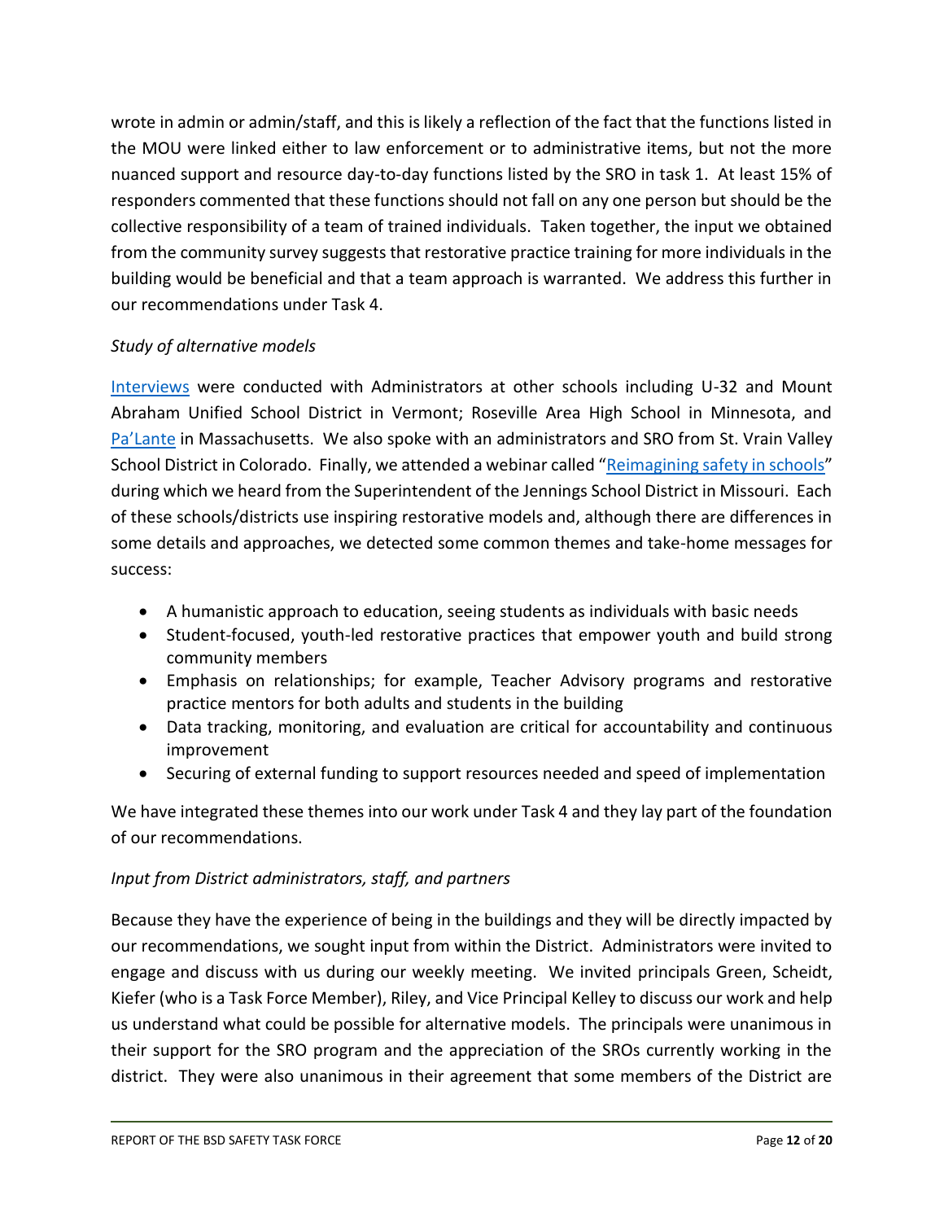wrote in admin or admin/staff, and this is likely a reflection of the fact that the functions listed in the MOU were linked either to law enforcement or to administrative items, but not the more nuanced support and resource day-to-day functions listed by the SRO in task 1. At least 15% of responders commented that these functions should not fall on any one person but should be the collective responsibility of a team of trained individuals. Taken together, the input we obtained from the community survey suggests that restorative practice training for more individuals in the building would be beneficial and that a team approach is warranted. We address this further in our recommendations under Task 4.

*Study of alternative models*

Interviews were conducted with Administrators at other schools including U-32 and Mount Abraham Unified School District in Vermont; Roseville Area High School in Minnesota, and Pa'Lante in Massachusetts. We also spoke with an administrators and SRO from St. Vrain Valley School District in Colorado. Finally, we attended a webinar called "Reimagining safety in schools" during which we heard from the Superintendent of the Jennings School District in Missouri. Each of these schools/districts use inspiring restorative models and, although there are differences in some details and approaches, we detected some common themes and take-home messages for success:

- A humanistic approach to education, seeing students as individuals with basic needs
- Student-focused, youth-led restorative practices that empower youth and build strong community members
- Emphasis on relationships; for example, Teacher Advisory programs and restorative practice mentors for both adults and students in the building
- Data tracking, monitoring, and evaluation are critical for accountability and continuous improvement
- Securing of external funding to support resources needed and speed of implementation

We have integrated these themes into our work under Task 4 and they lay part of the foundation of our recommendations.

*Input from District administrators, staff, and partners*

Because they have the experience of being in the buildings and they will be directly impacted by our recommendations, we sought input from within the District. Administrators were invited to engage and discuss with us during our weekly meeting. We invited principals Green, Scheidt, Kiefer (who is a Task Force Member), Riley, and Vice Principal Kelley to discuss our work and help us understand what could be possible for alternative models. The principals were unanimous in their support for the SRO program and the appreciation of the SROs currently working in the district. They were also unanimous in their agreement that some members of the District are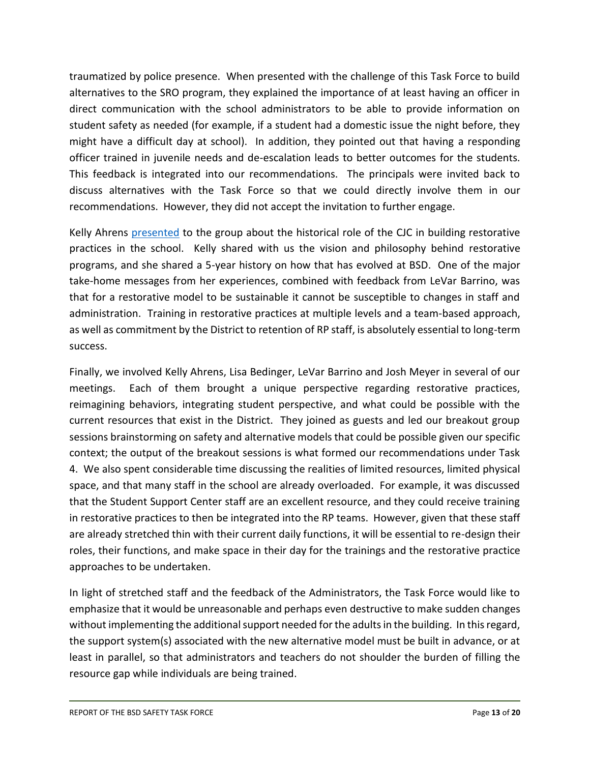traumatized by police presence. When presented with the challenge of this Task Force to build alternatives to the SRO program, they explained the importance of at least having an officer in direct communication with the school administrators to be able to provide information on student safety as needed (for example, if a student had a domestic issue the night before, they might have a difficult day at school). In addition, they pointed out that having a responding officer trained in juvenile needs and de-escalation leads to better outcomes for the students. This feedback is integrated into our recommendations. The principals were invited back to discuss alternatives with the Task Force so that we could directly involve them in our recommendations. However, they did not accept the invitation to further engage.

Kelly Ahrens presented to the group about the historical role of the CJC in building restorative practices in the school. Kelly shared with us the vision and philosophy behind restorative programs, and she shared a 5-year history on how that has evolved at BSD. One of the major take-home messages from her experiences, combined with feedback from LeVar Barrino, was that for a restorative model to be sustainable it cannot be susceptible to changes in staff and administration. Training in restorative practices at multiple levels and a team-based approach, as well as commitment by the District to retention of RP staff, is absolutely essential to long-term success.

Finally, we involved Kelly Ahrens, Lisa Bedinger, LeVar Barrino and Josh Meyer in several of our meetings. Each of them brought a unique perspective regarding restorative practices, reimagining behaviors, integrating student perspective, and what could be possible with the current resources that exist in the District. They joined as guests and led our breakout group sessions brainstorming on safety and alternative models that could be possible given our specific context; the output of the breakout sessions is what formed our recommendations under Task 4. We also spent considerable time discussing the realities of limited resources, limited physical space, and that many staff in the school are already overloaded. For example, it was discussed that the Student Support Center staff are an excellent resource, and they could receive training in restorative practices to then be integrated into the RP teams. However, given that these staff are already stretched thin with their current daily functions, it will be essential to re-design their roles, their functions, and make space in their day for the trainings and the restorative practice approaches to be undertaken.

In light of stretched staff and the feedback of the Administrators, the Task Force would like to emphasize that it would be unreasonable and perhaps even destructive to make sudden changes without implementing the additional support needed for the adults in the building. In this regard, the support system(s) associated with the new alternative model must be built in advance, or at least in parallel, so that administrators and teachers do not shoulder the burden of filling the resource gap while individuals are being trained.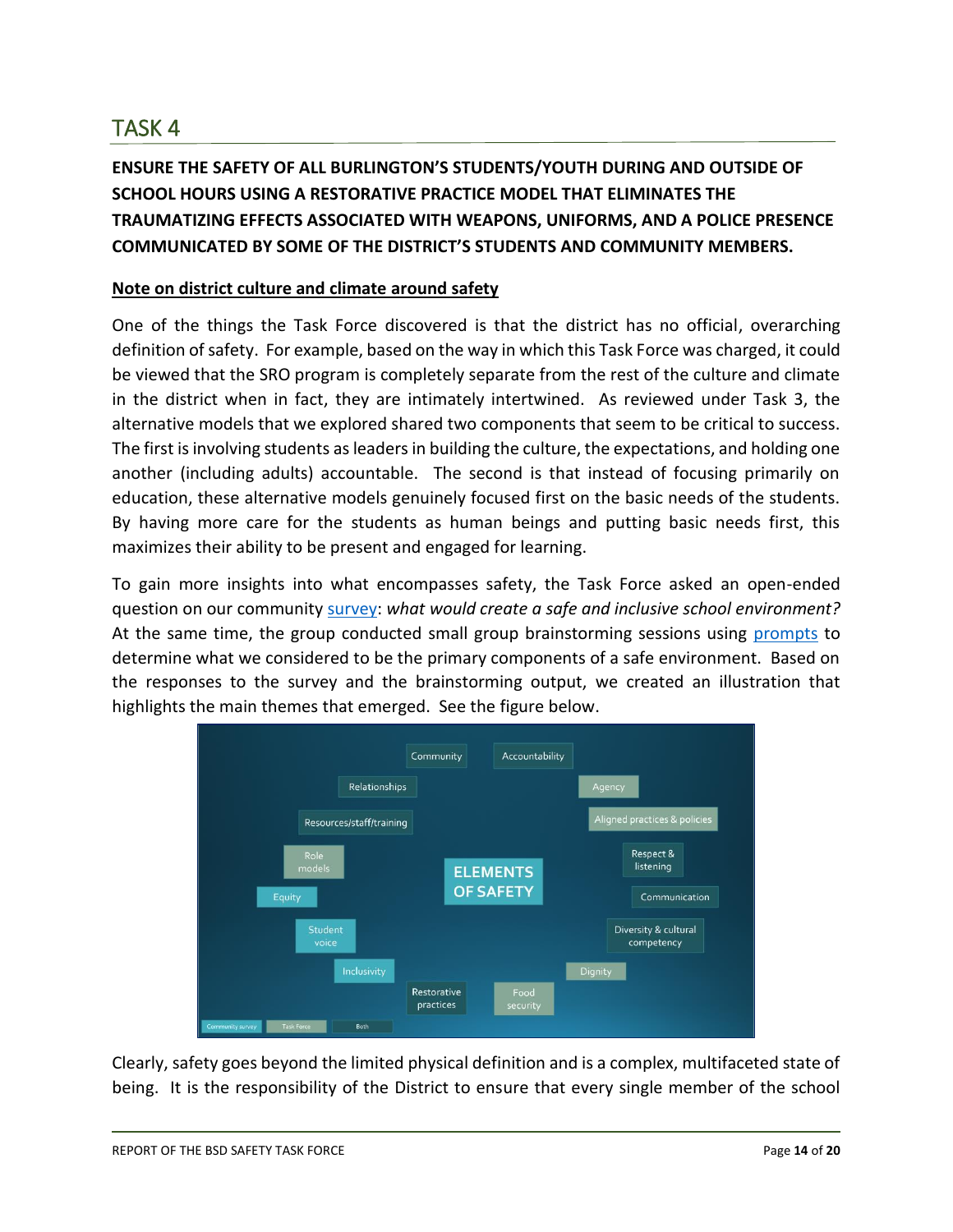# TASK 4

**ENSURE THE SAFETY OF ALL BURLINGTON'S STUDENTS/YOUTH DURING AND OUTSIDE OF SCHOOL HOURS USING A RESTORATIVE PRACTICE MODEL THAT ELIMINATES THE TRAUMATIZING EFFECTS ASSOCIATED WITH WEAPONS, UNIFORMS, AND A POLICE PRESENCE COMMUNICATED BY SOME OF THE DISTRICT'S STUDENTS AND COMMUNITY MEMBERS.**

**Note on district culture and climate around safety**

One of the things the Task Force discovered is that the district has no official, overarching definition of safety. For example, based on the way in which this Task Force was charged, it could be viewed that the SRO program is completely separate from the rest of the culture and climate in the district when in fact, they are intimately intertwined. As reviewed under Task 3, the alternative models that we explored shared two components that seem to be critical to success. The first is involving students as leaders in building the culture, the expectations, and holding one another (including adults) accountable. The second is that instead of focusing primarily on education, these alternative models genuinely focused first on the basic needs of the students. By having more care for the students as human beings and putting basic needs first, this maximizes their ability to be present and engaged for learning.

To gain more insights into what encompasses safety, the Task Force asked an open-ended question on our community survey: *what would create a safe and inclusive school environment?* At the same time, the group conducted small group brainstorming sessions using prompts to determine what we considered to be the primary components of a safe environment. Based on the responses to the survey and the brainstorming output, we created an illustration that highlights the main themes that emerged. See the figure below.

ELEMENTS OF SAFETY

- Community
- Accountability
- Relationships
- Agency
- Resources/staff/training
- Aligned practices & policies
- Role models
- Respect & listening
- Equity
- Communication
- Student voice
- Diversity & cultural competency
- Inclusivity
- Dignity
- Restorative practices
- Food security

Legend: Community survey | Task Force | Both

Clearly, safety goes beyond the limited physical definition and is a complex, multifaceted state of being. It is the responsibility of the District to ensure that every single member of the school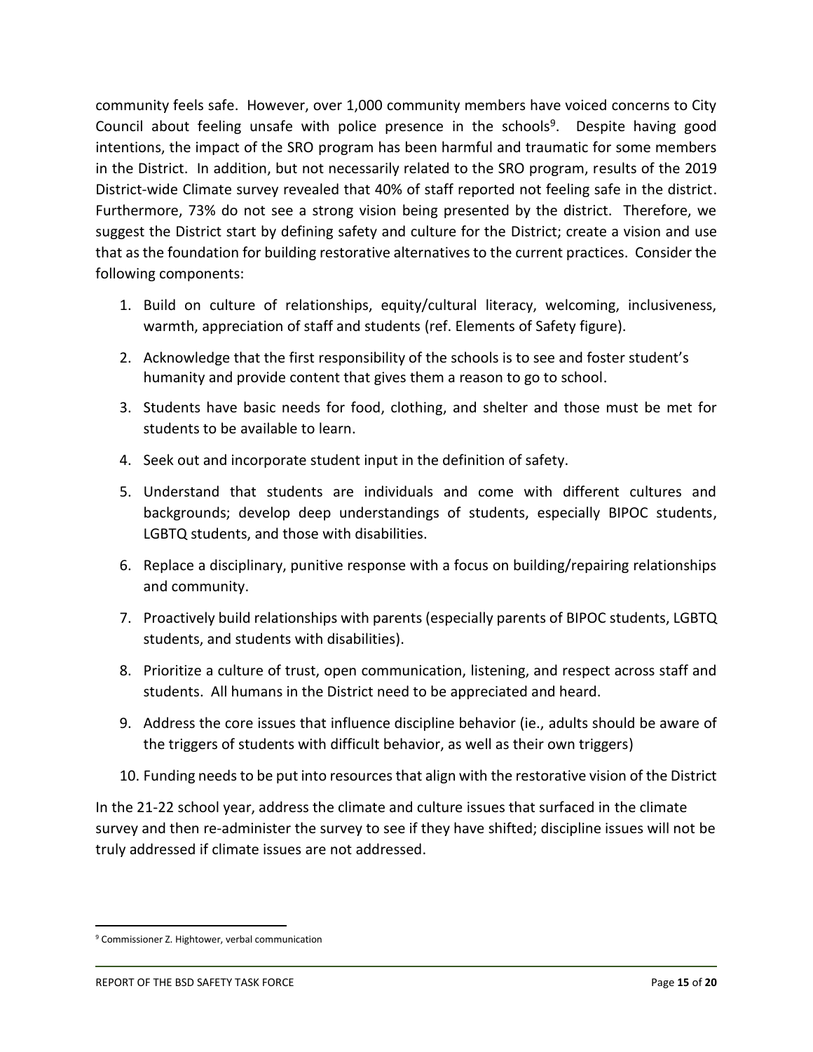community feels safe. However, over 1,000 community members have voiced concerns to City Council about feeling unsafe with police presence in the schools[9]. Despite having good intentions, the impact of the SRO program has been harmful and traumatic for some members in the District. In addition, but not necessarily related to the SRO program, results of the 2019 District-wide Climate survey revealed that 40% of staff reported not feeling safe in the district. Furthermore, 73% do not see a strong vision being presented by the district. Therefore, we suggest the District start by defining safety and culture for the District; create a vision and use that as the foundation for building restorative alternatives to the current practices. Consider the following components:

1. Build on culture of relationships, equity/cultural literacy, welcoming, inclusiveness, warmth, appreciation of staff and students (ref. Elements of Safety figure).
2. Acknowledge that the first responsibility of the schools is to see and foster student's humanity and provide content that gives them a reason to go to school.
3. Students have basic needs for food, clothing, and shelter and those must be met for students to be available to learn.
4. Seek out and incorporate student input in the definition of safety.
5. Understand that students are individuals and come with different cultures and backgrounds; develop deep understandings of students, especially BIPOC students, LGBTQ students, and those with disabilities.
6. Replace a disciplinary, punitive response with a focus on building/repairing relationships and community.
7. Proactively build relationships with parents (especially parents of BIPOC students, LGBTQ students, and students with disabilities).
8. Prioritize a culture of trust, open communication, listening, and respect across staff and students. All humans in the District need to be appreciated and heard.
9. Address the core issues that influence discipline behavior (ie., adults should be aware of the triggers of students with difficult behavior, as well as their own triggers)
10. Funding needs to be put into resources that align with the restorative vision of the District

In the 21-22 school year, address the climate and culture issues that surfaced in the climate survey and then re-administer the survey to see if they have shifted; discipline issues will not be truly addressed if climate issues are not addressed.

[9] Commissioner Z. Hightower, verbal communication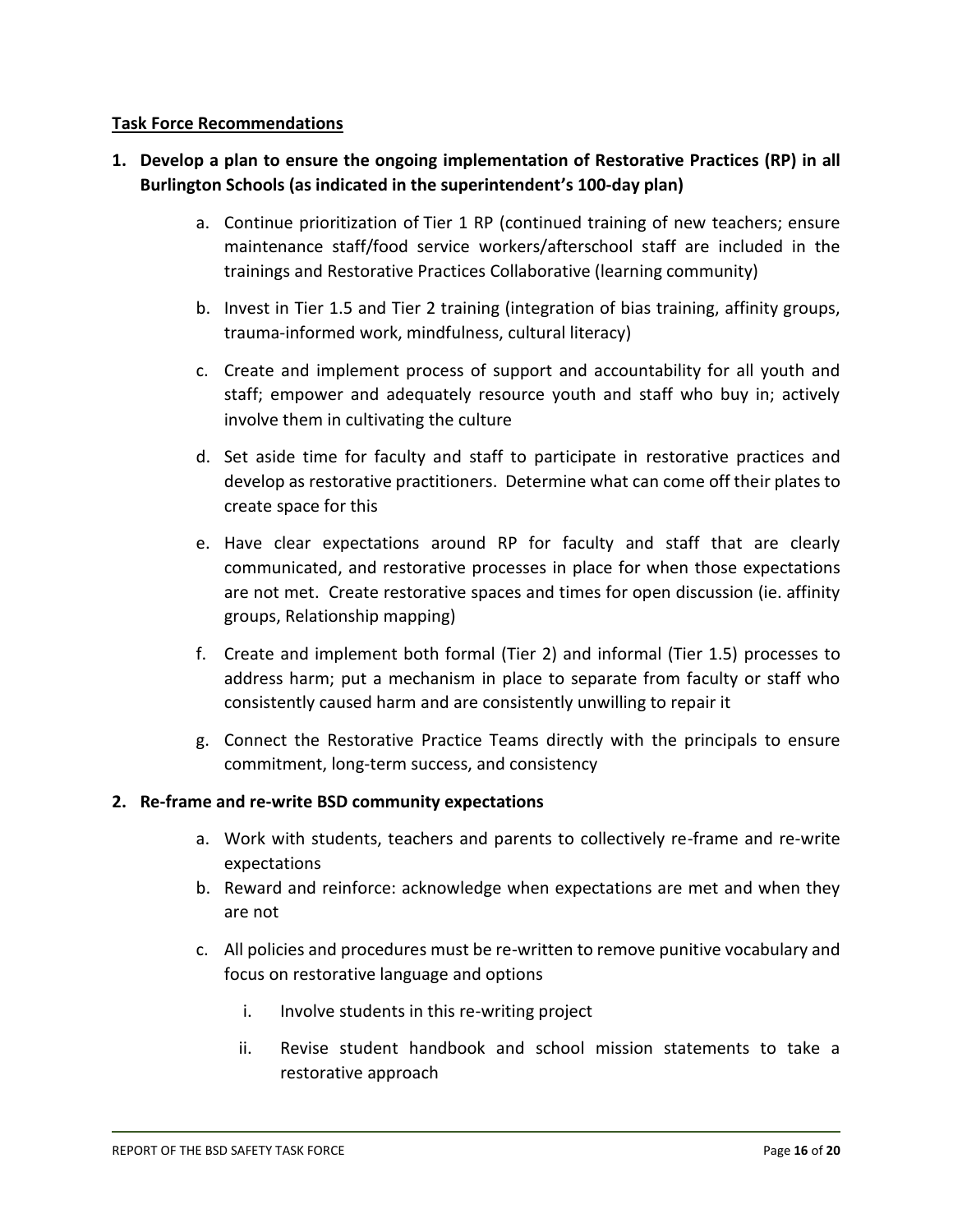**Task Force Recommendations**

1. **Develop a plan to ensure the ongoing implementation of Restorative Practices (RP) in all Burlington Schools (as indicated in the superintendent's 100-day plan)**
    a. Continue prioritization of Tier 1 RP (continued training of new teachers; ensure maintenance staff/food service workers/afterschool staff are included in the trainings and Restorative Practices Collaborative (learning community)
    b. Invest in Tier 1.5 and Tier 2 training (integration of bias training, affinity groups, trauma-informed work, mindfulness, cultural literacy)
    c. Create and implement process of support and accountability for all youth and staff; empower and adequately resource youth and staff who buy in; actively involve them in cultivating the culture
    d. Set aside time for faculty and staff to participate in restorative practices and develop as restorative practitioners. Determine what can come off their plates to create space for this
    e. Have clear expectations around RP for faculty and staff that are clearly communicated, and restorative processes in place for when those expectations are not met. Create restorative spaces and times for open discussion (ie. affinity groups, Relationship mapping)
    f. Create and implement both formal (Tier 2) and informal (Tier 1.5) processes to address harm; put a mechanism in place to separate from faculty or staff who consistently caused harm and are consistently unwilling to repair it
    g. Connect the Restorative Practice Teams directly with the principals to ensure commitment, long-term success, and consistency

2. **Re-frame and re-write BSD community expectations**
    a. Work with students, teachers and parents to collectively re-frame and re-write expectations
    b. Reward and reinforce: acknowledge when expectations are met and when they are not
    c. All policies and procedures must be re-written to remove punitive vocabulary and focus on restorative language and options
        i. Involve students in this re-writing project
        ii. Revise student handbook and school mission statements to take a restorative approach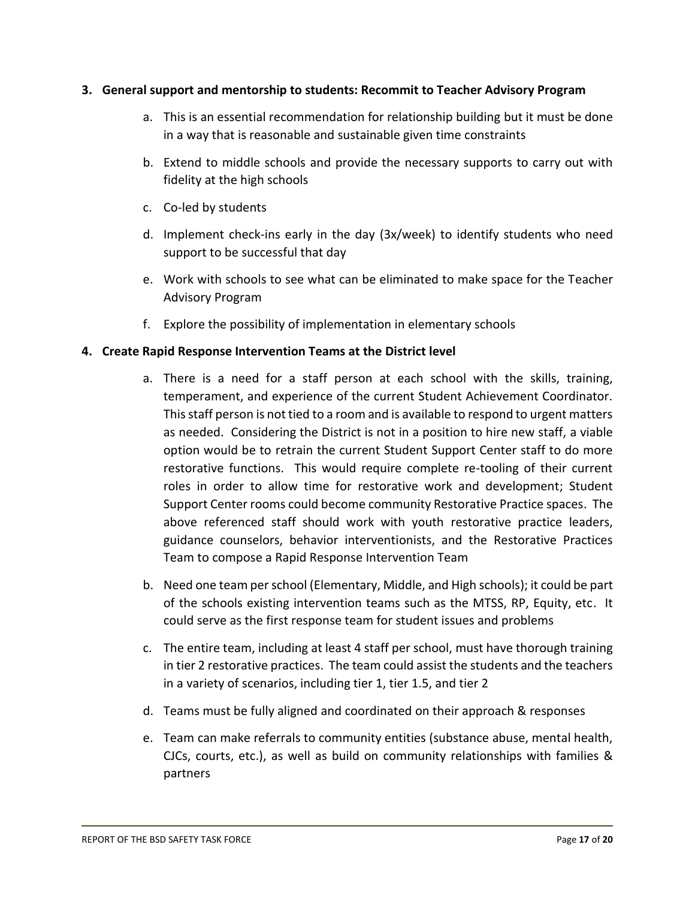3. **General support and mentorship to students: Recommit to Teacher Advisory Program**

    a. This is an essential recommendation for relationship building but it must be done in a way that is reasonable and sustainable given time constraints

    b. Extend to middle schools and provide the necessary supports to carry out with fidelity at the high schools

    c. Co-led by students

    d. Implement check-ins early in the day (3x/week) to identify students who need support to be successful that day

    e. Work with schools to see what can be eliminated to make space for the Teacher Advisory Program

    f. Explore the possibility of implementation in elementary schools

4. **Create Rapid Response Intervention Teams at the District level**

    a. There is a need for a staff person at each school with the skills, training, temperament, and experience of the current Student Achievement Coordinator. This staff person is not tied to a room and is available to respond to urgent matters as needed. Considering the District is not in a position to hire new staff, a viable option would be to retrain the current Student Support Center staff to do more restorative functions. This would require complete re-tooling of their current roles in order to allow time for restorative work and development; Student Support Center rooms could become community Restorative Practice spaces. The above referenced staff should work with youth restorative practice leaders, guidance counselors, behavior interventionists, and the Restorative Practices Team to compose a Rapid Response Intervention Team

    b. Need one team per school (Elementary, Middle, and High schools); it could be part of the schools existing intervention teams such as the MTSS, RP, Equity, etc. It could serve as the first response team for student issues and problems

    c. The entire team, including at least 4 staff per school, must have thorough training in tier 2 restorative practices. The team could assist the students and the teachers in a variety of scenarios, including tier 1, tier 1.5, and tier 2

    d. Teams must be fully aligned and coordinated on their approach & responses

    e. Team can make referrals to community entities (substance abuse, mental health, CJCs, courts, etc.), as well as build on community relationships with families & partners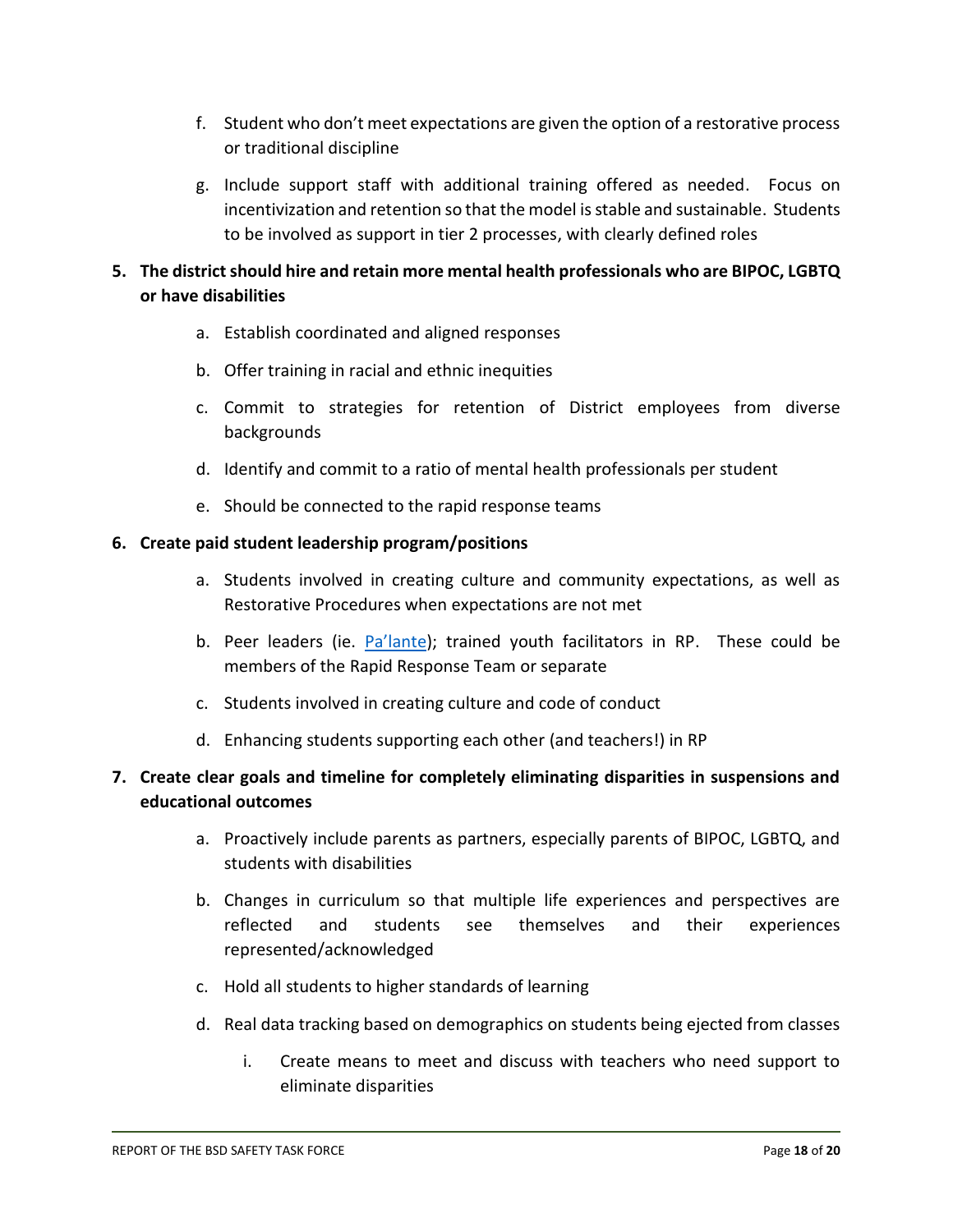f. Student who don't meet expectations are given the option of a restorative process or traditional discipline

g. Include support staff with additional training offered as needed. Focus on incentivization and retention so that the model is stable and sustainable. Students to be involved as support in tier 2 processes, with clearly defined roles

5. **The district should hire and retain more mental health professionals who are BIPOC, LGBTQ or have disabilities**

    a. Establish coordinated and aligned responses

    b. Offer training in racial and ethnic inequities

    c. Commit to strategies for retention of District employees from diverse backgrounds

    d. Identify and commit to a ratio of mental health professionals per student

    e. Should be connected to the rapid response teams

6. **Create paid student leadership program/positions**

    a. Students involved in creating culture and community expectations, as well as Restorative Procedures when expectations are not met

    b. Peer leaders (ie. Pa'lante); trained youth facilitators in RP. These could be members of the Rapid Response Team or separate

    c. Students involved in creating culture and code of conduct

    d. Enhancing students supporting each other (and teachers!) in RP

7. **Create clear goals and timeline for completely eliminating disparities in suspensions and educational outcomes**

    a. Proactively include parents as partners, especially parents of BIPOC, LGBTQ, and students with disabilities

    b. Changes in curriculum so that multiple life experiences and perspectives are reflected and students see themselves and their experiences represented/acknowledged

    c. Hold all students to higher standards of learning

    d. Real data tracking based on demographics on students being ejected from classes

        i. Create means to meet and discuss with teachers who need support to eliminate disparities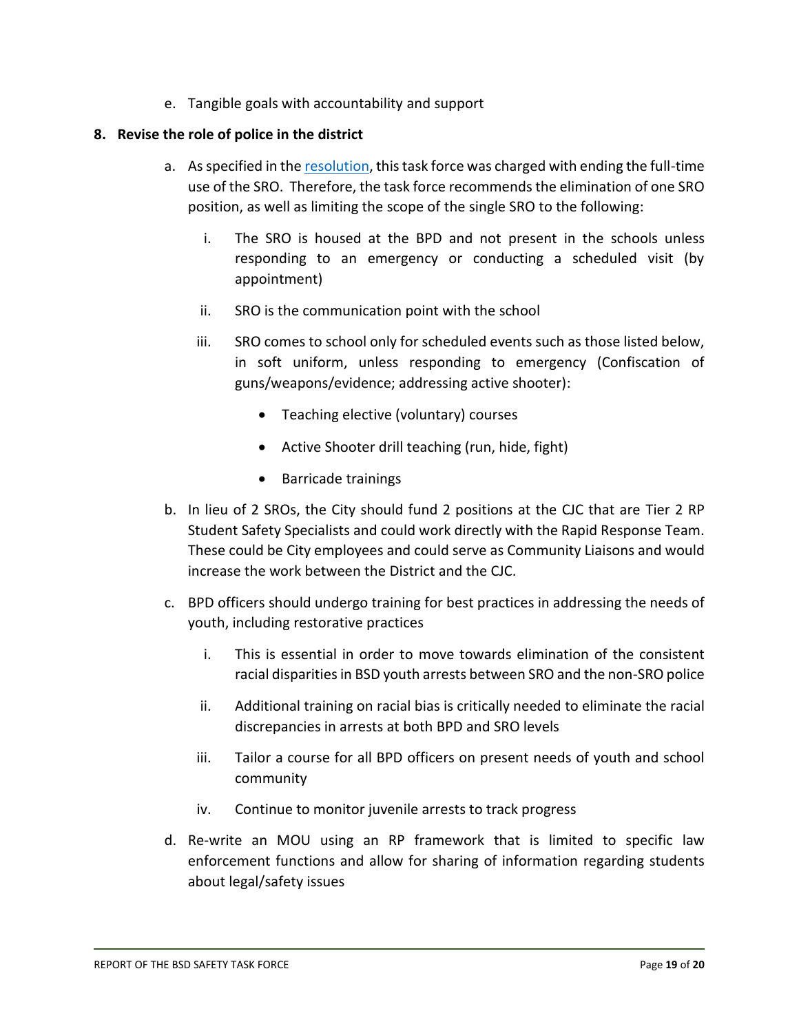e. Tangible goals with accountability and support

**8. Revise the role of police in the district**

a. As specified in the resolution, this task force was charged with ending the full-time use of the SRO. Therefore, the task force recommends the elimination of one SRO position, as well as limiting the scope of the single SRO to the following:

   i. The SRO is housed at the BPD and not present in the schools unless responding to an emergency or conducting a scheduled visit (by appointment)

   ii. SRO is the communication point with the school

   iii. SRO comes to school only for scheduled events such as those listed below, in soft uniform, unless responding to emergency (Confiscation of guns/weapons/evidence; addressing active shooter):

   - Teaching elective (voluntary) courses
   - Active Shooter drill teaching (run, hide, fight)
   - Barricade trainings

b. In lieu of 2 SROs, the City should fund 2 positions at the CJC that are Tier 2 RP Student Safety Specialists and could work directly with the Rapid Response Team. These could be City employees and could serve as Community Liaisons and would increase the work between the District and the CJC.

c. BPD officers should undergo training for best practices in addressing the needs of youth, including restorative practices

   i. This is essential in order to move towards elimination of the consistent racial disparities in BSD youth arrests between SRO and the non-SRO police

   ii. Additional training on racial bias is critically needed to eliminate the racial discrepancies in arrests at both BPD and SRO levels

   iii. Tailor a course for all BPD officers on present needs of youth and school community

   iv. Continue to monitor juvenile arrests to track progress

d. Re-write an MOU using an RP framework that is limited to specific law enforcement functions and allow for sharing of information regarding students about legal/safety issues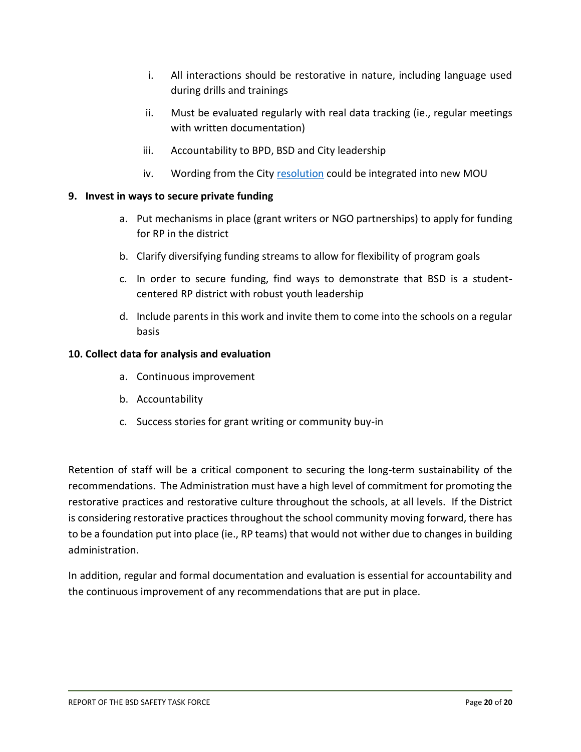i. All interactions should be restorative in nature, including language used during drills and trainings

   ii. Must be evaluated regularly with real data tracking (ie., regular meetings with written documentation)

   iii. Accountability to BPD, BSD and City leadership

   iv. Wording from the City [resolution]() could be integrated into new MOU

**9. Invest in ways to secure private funding**

   a. Put mechanisms in place (grant writers or NGO partnerships) to apply for funding for RP in the district

   b. Clarify diversifying funding streams to allow for flexibility of program goals

   c. In order to secure funding, find ways to demonstrate that BSD is a student-centered RP district with robust youth leadership

   d. Include parents in this work and invite them to come into the schools on a regular basis

**10. Collect data for analysis and evaluation**

   a. Continuous improvement

   b. Accountability

   c. Success stories for grant writing or community buy-in

Retention of staff will be a critical component to securing the long-term sustainability of the recommendations. The Administration must have a high level of commitment for promoting the restorative practices and restorative culture throughout the schools, at all levels. If the District is considering restorative practices throughout the school community moving forward, there has to be a foundation put into place (ie., RP teams) that would not wither due to changes in building administration.

In addition, regular and formal documentation and evaluation is essential for accountability and the continuous improvement of any recommendations that are put in place.